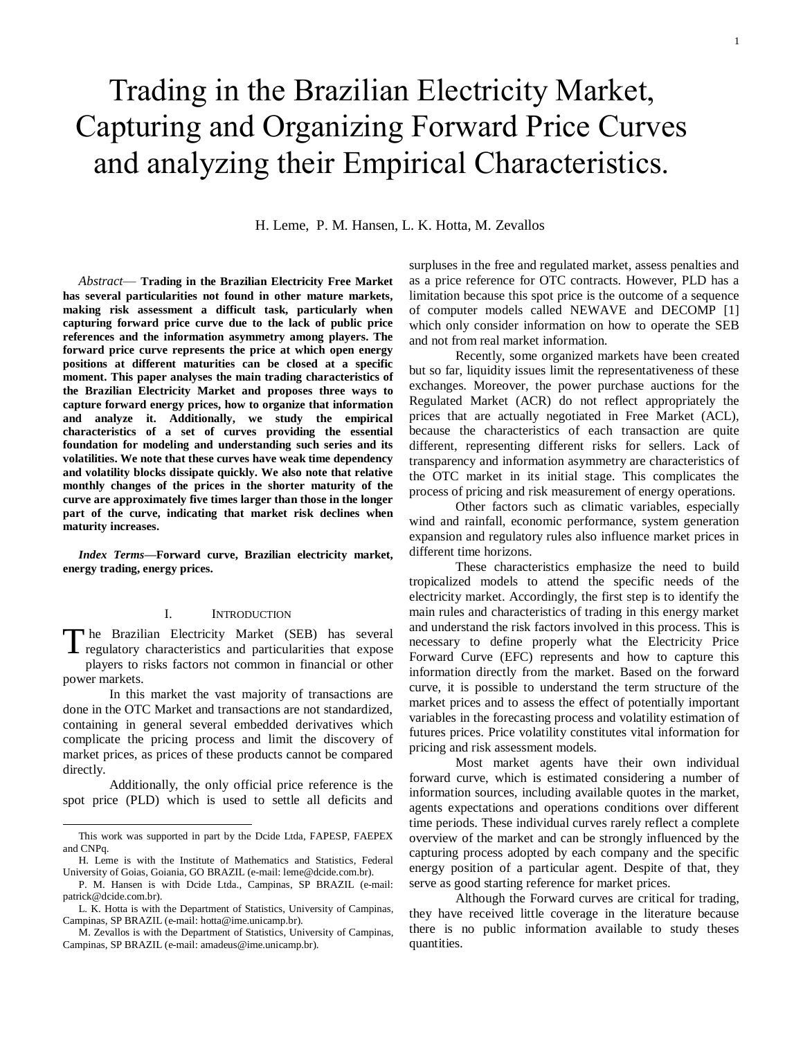# Trading in the Brazilian Electricity Market, Capturing and Organizing Forward Price Curves and analyzing their Empirical Characteristics.

H. Leme, P. M. Hansen, L. K. Hotta, M. Zevallos

*Abstract*— **Trading in the Brazilian Electricity Free Market has several particularities not found in other mature markets, making risk assessment a difficult task, particularly when capturing forward price curve due to the lack of public price references and the information asymmetry among players. The forward price curve represents the price at which open energy positions at different maturities can be closed at a specific moment. This paper analyses the main trading characteristics of the Brazilian Electricity Market and proposes three ways to capture forward energy prices, how to organize that information and analyze it. Additionally, we study the empirical characteristics of a set of curves providing the essential foundation for modeling and understanding such series and its volatilities. We note that these curves have weak time dependency and volatility blocks dissipate quickly. We also note that relative monthly changes of the prices in the shorter maturity of the curve are approximately five times larger than those in the longer part of the curve, indicating that market risk declines when maturity increases.**

*Index Terms*—**Forward curve, Brazilian electricity market, energy trading, energy prices.**

## I. Introduction

The Brazilian Electricity Market (SEB) has several regulatory characteristics and particularities that expose players to risks factors not common in financial or other power markets.

In this market the vast majority of transactions are done in the OTC Market and transactions are not standardized, containing in general several embedded derivatives which complicate the pricing process and limit the discovery of market prices, as prices of these products cannot be compared directly.

Additionally, the only official price reference is the spot price (PLD) which is used to settle all deficits and surpluses in the free and regulated market, assess penalties and as a price reference for OTC contracts. However, PLD has a limitation because this spot price is the outcome of a sequence of computer models called NEWAVE and DECOMP [1] which only consider information on how to operate the SEB and not from real market information.

Recently, some organized markets have been created but so far, liquidity issues limit the representativeness of these exchanges. Moreover, the power purchase auctions for the Regulated Market (ACR) do not reflect appropriately the prices that are actually negotiated in Free Market (ACL), because the characteristics of each transaction are quite different, representing different risks for sellers. Lack of transparency and information asymmetry are characteristics of the OTC market in its initial stage. This complicates the process of pricing and risk measurement of energy operations.

Other factors such as climatic variables, especially wind and rainfall, economic performance, system generation expansion and regulatory rules also influence market prices in different time horizons.

These characteristics emphasize the need to build tropicalized models to attend the specific needs of the electricity market. Accordingly, the first step is to identify the main rules and characteristics of trading in this energy market and understand the risk factors involved in this process. This is necessary to define properly what the Electricity Price Forward Curve (EFC) represents and how to capture this information directly from the market. Based on the forward curve, it is possible to understand the term structure of the market prices and to assess the effect of potentially important variables in the forecasting process and volatility estimation of futures prices. Price volatility constitutes vital information for pricing and risk assessment models.

Most market agents have their own individual forward curve, which is estimated considering a number of information sources, including available quotes in the market, agents expectations and operations conditions over different time periods. These individual curves rarely reflect a complete overview of the market and can be strongly influenced by the capturing process adopted by each company and the specific energy position of a particular agent. Despite of that, they serve as good starting reference for market prices.

Although the Forward curves are critical for trading, they have received little coverage in the literature because there is no public information available to study theses quantities.

---

This work was supported in part by the Dcide Ltda, FAPESP, FAEPEX and CNPq.

H. Leme is with the Institute of Mathematics and Statistics, Federal University of Goias, Goiania, GO BRAZIL (e-mail: leme@dcide.com.br).

P. M. Hansen is with Dcide Ltda., Campinas, SP BRAZIL (e-mail: patrick@dcide.com.br).

L. K. Hotta is with the Department of Statistics, University of Campinas, Campinas, SP BRAZIL (e-mail: hotta@ime.unicamp.br).

M. Zevallos is with the Department of Statistics, University of Campinas, Campinas, SP BRAZIL (e-mail: amadeus@ime.unicamp.br).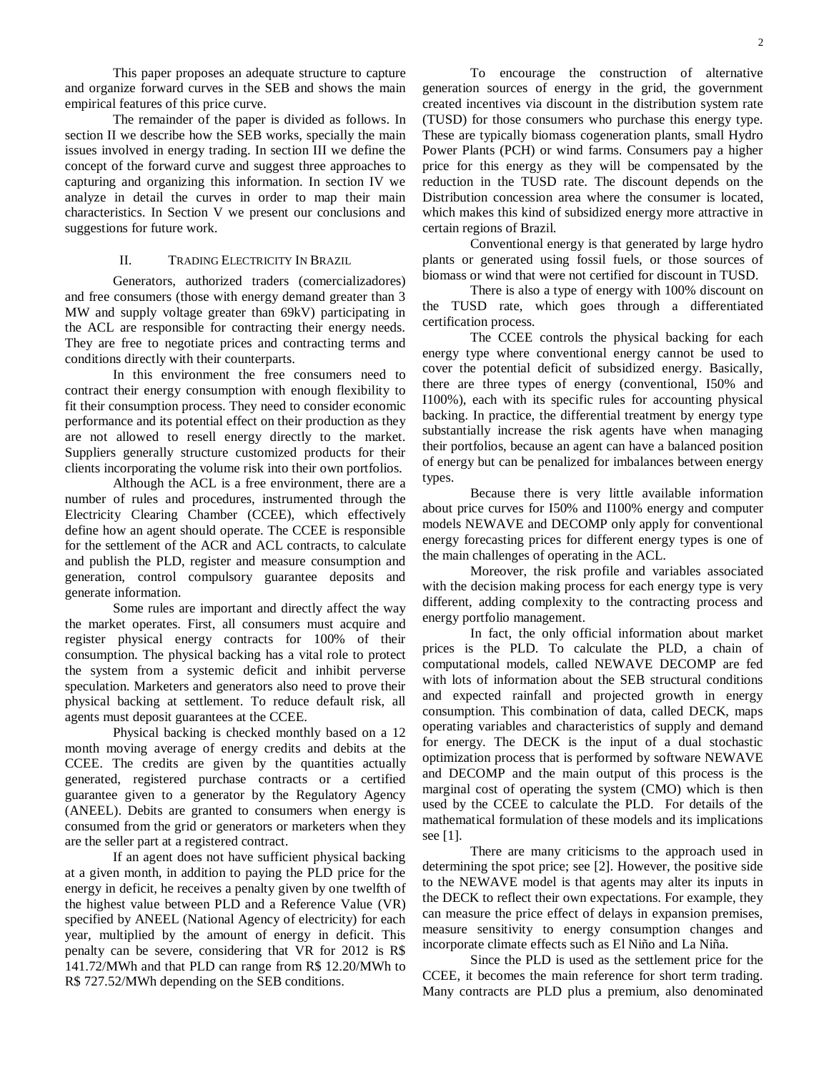This paper proposes an adequate structure to capture and organize forward curves in the SEB and shows the main empirical features of this price curve.

The remainder of the paper is divided as follows. In section II we describe how the SEB works, specially the main issues involved in energy trading. In section III we define the concept of the forward curve and suggest three approaches to capturing and organizing this information. In section IV we analyze in detail the curves in order to map their main characteristics. In Section V we present our conclusions and suggestions for future work.

## II. Trading Electricity In Brazil

Generators, authorized traders (comercializadores) and free consumers (those with energy demand greater than 3 MW and supply voltage greater than 69kV) participating in the ACL are responsible for contracting their energy needs. They are free to negotiate prices and contracting terms and conditions directly with their counterparts.

In this environment the free consumers need to contract their energy consumption with enough flexibility to fit their consumption process. They need to consider economic performance and its potential effect on their production as they are not allowed to resell energy directly to the market. Suppliers generally structure customized products for their clients incorporating the volume risk into their own portfolios.

Although the ACL is a free environment, there are a number of rules and procedures, instrumented through the Electricity Clearing Chamber (CCEE), which effectively define how an agent should operate. The CCEE is responsible for the settlement of the ACR and ACL contracts, to calculate and publish the PLD, register and measure consumption and generation, control compulsory guarantee deposits and generate information.

Some rules are important and directly affect the way the market operates. First, all consumers must acquire and register physical energy contracts for 100% of their consumption. The physical backing has a vital role to protect the system from a systemic deficit and inhibit perverse speculation. Marketers and generators also need to prove their physical backing at settlement. To reduce default risk, all agents must deposit guarantees at the CCEE.

Physical backing is checked monthly based on a 12 month moving average of energy credits and debits at the CCEE. The credits are given by the quantities actually generated, registered purchase contracts or a certified guarantee given to a generator by the Regulatory Agency (ANEEL). Debits are granted to consumers when energy is consumed from the grid or generators or marketers when they are the seller part at a registered contract.

If an agent does not have sufficient physical backing at a given month, in addition to paying the PLD price for the energy in deficit, he receives a penalty given by one twelfth of the highest value between PLD and a Reference Value (VR) specified by ANEEL (National Agency of electricity) for each year, multiplied by the amount of energy in deficit. This penalty can be severe, considering that VR for 2012 is R$ 141.72/MWh and that PLD can range from R$ 12.20/MWh to R$ 727.52/MWh depending on the SEB conditions.

To encourage the construction of alternative generation sources of energy in the grid, the government created incentives via discount in the distribution system rate (TUSD) for those consumers who purchase this energy type. These are typically biomass cogeneration plants, small Hydro Power Plants (PCH) or wind farms. Consumers pay a higher price for this energy as they will be compensated by the reduction in the TUSD rate. The discount depends on the Distribution concession area where the consumer is located, which makes this kind of subsidized energy more attractive in certain regions of Brazil.

Conventional energy is that generated by large hydro plants or generated using fossil fuels, or those sources of biomass or wind that were not certified for discount in TUSD.

There is also a type of energy with 100% discount on the TUSD rate, which goes through a differentiated certification process.

The CCEE controls the physical backing for each energy type where conventional energy cannot be used to cover the potential deficit of subsidized energy. Basically, there are three types of energy (conventional, I50% and I100%), each with its specific rules for accounting physical backing. In practice, the differential treatment by energy type substantially increase the risk agents have when managing their portfolios, because an agent can have a balanced position of energy but can be penalized for imbalances between energy types.

Because there is very little available information about price curves for I50% and I100% energy and computer models NEWAVE and DECOMP only apply for conventional energy forecasting prices for different energy types is one of the main challenges of operating in the ACL.

Moreover, the risk profile and variables associated with the decision making process for each energy type is very different, adding complexity to the contracting process and energy portfolio management.

In fact, the only official information about market prices is the PLD. To calculate the PLD, a chain of computational models, called NEWAVE DECOMP are fed with lots of information about the SEB structural conditions and expected rainfall and projected growth in energy consumption. This combination of data, called DECK, maps operating variables and characteristics of supply and demand for energy. The DECK is the input of a dual stochastic optimization process that is performed by software NEWAVE and DECOMP and the main output of this process is the marginal cost of operating the system (CMO) which is then used by the CCEE to calculate the PLD. For details of the mathematical formulation of these models and its implications see [1].

There are many criticisms to the approach used in determining the spot price; see [2]. However, the positive side to the NEWAVE model is that agents may alter its inputs in the DECK to reflect their own expectations. For example, they can measure the price effect of delays in expansion premises, measure sensitivity to energy consumption changes and incorporate climate effects such as El Niño and La Niña.

Since the PLD is used as the settlement price for the CCEE, it becomes the main reference for short term trading. Many contracts are PLD plus a premium, also denominated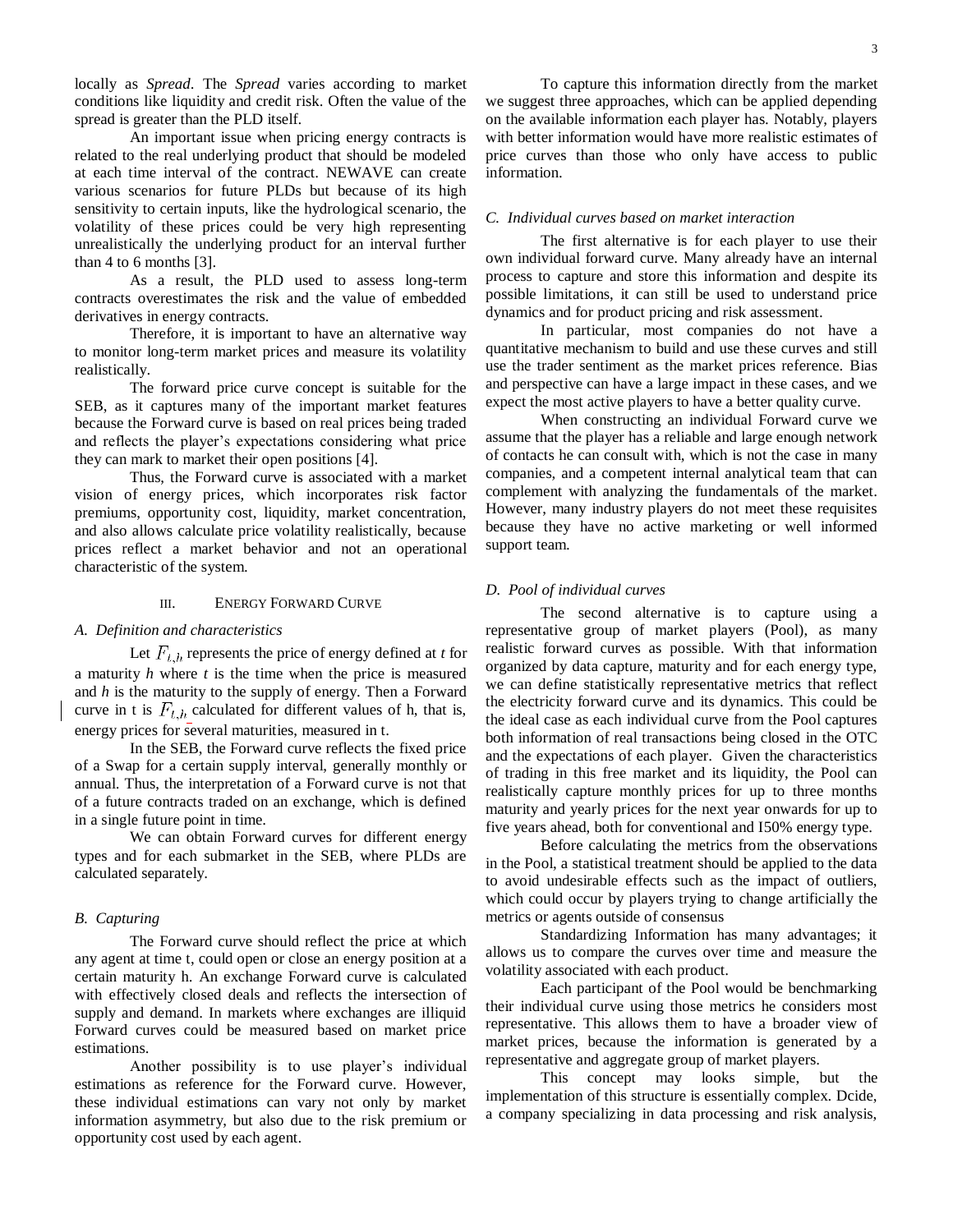locally as *Spread*. The *Spread* varies according to market conditions like liquidity and credit risk. Often the value of the spread is greater than the PLD itself.

An important issue when pricing energy contracts is related to the real underlying product that should be modeled at each time interval of the contract. NEWAVE can create various scenarios for future PLDs but because of its high sensitivity to certain inputs, like the hydrological scenario, the volatility of these prices could be very high representing unrealistically the underlying product for an interval further than 4 to 6 months [3].

As a result, the PLD used to assess long-term contracts overestimates the risk and the value of embedded derivatives in energy contracts.

Therefore, it is important to have an alternative way to monitor long-term market prices and measure its volatility realistically.

The forward price curve concept is suitable for the SEB, as it captures many of the important market features because the Forward curve is based on real prices being traded and reflects the player's expectations considering what price they can mark to market their open positions [4].

Thus, the Forward curve is associated with a market vision of energy prices, which incorporates risk factor premiums, opportunity cost, liquidity, market concentration, and also allows calculate price volatility realistically, because prices reflect a market behavior and not an operational characteristic of the system.

## III. Energy Forward Curve

### A. Definition and characteristics

Let $F_{t,h}$ represents the price of energy defined at *t* for a maturity *h* where *t* is the time when the price is measured and *h* is the maturity to the supply of energy. Then a Forward curve in t is $F_{t,h}$ calculated for different values of h, that is, energy prices for several maturities, measured in t.

In the SEB, the Forward curve reflects the fixed price of a Swap for a certain supply interval, generally monthly or annual. Thus, the interpretation of a Forward curve is not that of a future contracts traded on an exchange, which is defined in a single future point in time.

We can obtain Forward curves for different energy types and for each submarket in the SEB, where PLDs are calculated separately.

### B. Capturing

The Forward curve should reflect the price at which any agent at time t, could open or close an energy position at a certain maturity h. An exchange Forward curve is calculated with effectively closed deals and reflects the intersection of supply and demand. In markets where exchanges are illiquid Forward curves could be measured based on market price estimations.

Another possibility is to use player's individual estimations as reference for the Forward curve. However, these individual estimations can vary not only by market information asymmetry, but also due to the risk premium or opportunity cost used by each agent.

To capture this information directly from the market we suggest three approaches, which can be applied depending on the available information each player has. Notably, players with better information would have more realistic estimates of price curves than those who only have access to public information.

### C. Individual curves based on market interaction

The first alternative is for each player to use their own individual forward curve. Many already have an internal process to capture and store this information and despite its possible limitations, it can still be used to understand price dynamics and for product pricing and risk assessment.

In particular, most companies do not have a quantitative mechanism to build and use these curves and still use the trader sentiment as the market prices reference. Bias and perspective can have a large impact in these cases, and we expect the most active players to have a better quality curve.

When constructing an individual Forward curve we assume that the player has a reliable and large enough network of contacts he can consult with, which is not the case in many companies, and a competent internal analytical team that can complement with analyzing the fundamentals of the market. However, many industry players do not meet these requisites because they have no active marketing or well informed support team.

### D. Pool of individual curves

The second alternative is to capture using a representative group of market players (Pool), as many realistic forward curves as possible. With that information organized by data capture, maturity and for each energy type, we can define statistically representative metrics that reflect the electricity forward curve and its dynamics. This could be the ideal case as each individual curve from the Pool captures both information of real transactions being closed in the OTC and the expectations of each player. Given the characteristics of trading in this free market and its liquidity, the Pool can realistically capture monthly prices for up to three months maturity and yearly prices for the next year onwards for up to five years ahead, both for conventional and I50% energy type.

Before calculating the metrics from the observations in the Pool, a statistical treatment should be applied to the data to avoid undesirable effects such as the impact of outliers, which could occur by players trying to change artificially the metrics or agents outside of consensus

Standardizing Information has many advantages; it allows us to compare the curves over time and measure the volatility associated with each product.

Each participant of the Pool would be benchmarking their individual curve using those metrics he considers most representative. This allows them to have a broader view of market prices, because the information is generated by a representative and aggregate group of market players.

This concept may looks simple, but the implementation of this structure is essentially complex. Dcide, a company specializing in data processing and risk analysis,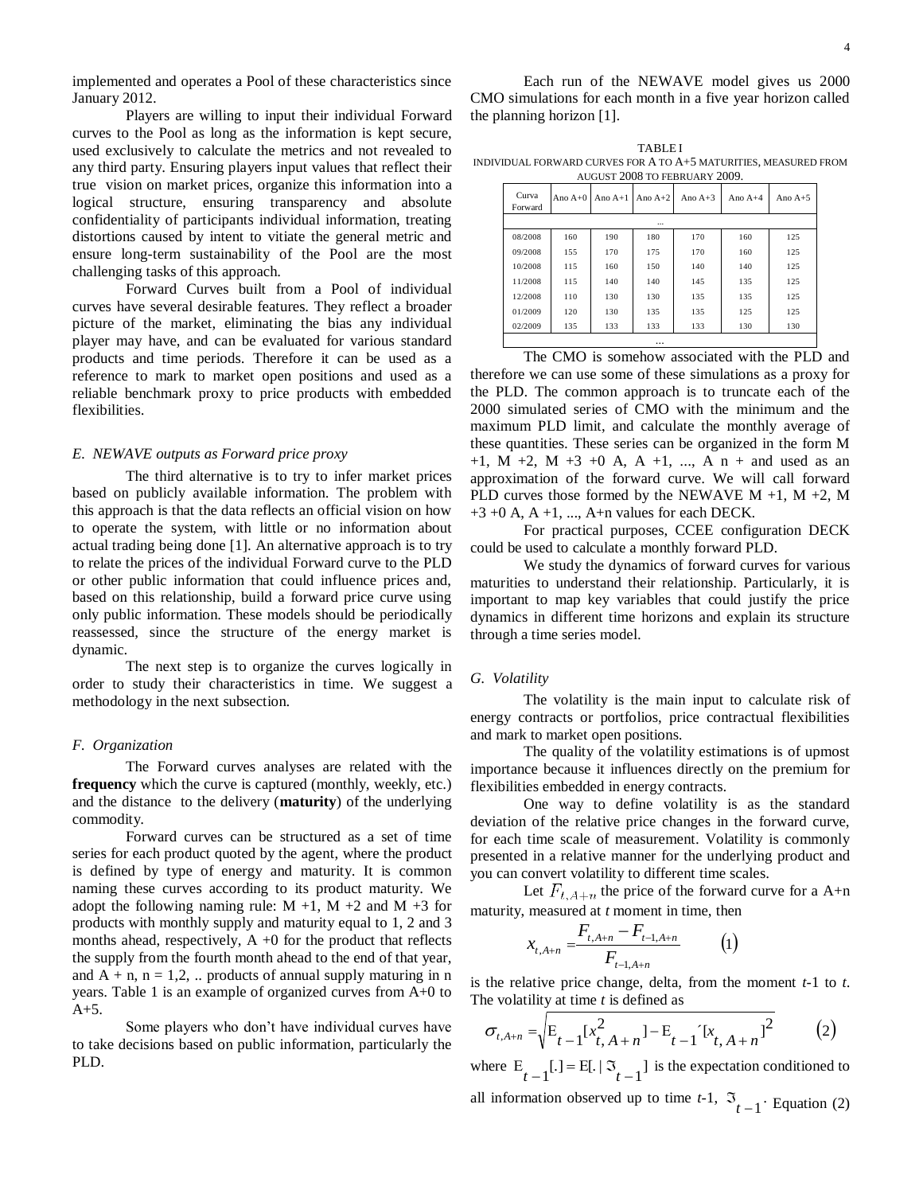implemented and operates a Pool of these characteristics since January 2012.

Players are willing to input their individual Forward curves to the Pool as long as the information is kept secure, used exclusively to calculate the metrics and not revealed to any third party. Ensuring players input values that reflect their true vision on market prices, organize this information into a logical structure, ensuring transparency and absolute confidentiality of participants individual information, treating distortions caused by intent to vitiate the general metric and ensure long-term sustainability of the Pool are the most challenging tasks of this approach.

Forward Curves built from a Pool of individual curves have several desirable features. They reflect a broader picture of the market, eliminating the bias any individual player may have, and can be evaluated for various standard products and time periods. Therefore it can be used as a reference to mark to market open positions and used as a reliable benchmark proxy to price products with embedded flexibilities.

### *E. NEWAVE outputs as Forward price proxy*

The third alternative is to try to infer market prices based on publicly available information. The problem with this approach is that the data reflects an official vision on how to operate the system, with little or no information about actual trading being done [1]. An alternative approach is to try to relate the prices of the individual Forward curve to the PLD or other public information that could influence prices and, based on this relationship, build a forward price curve using only public information. These models should be periodically reassessed, since the structure of the energy market is dynamic.

The next step is to organize the curves logically in order to study their characteristics in time. We suggest a methodology in the next subsection.

### *F. Organization*

The Forward curves analyses are related with the **frequency** which the curve is captured (monthly, weekly, etc.) and the distance to the delivery (**maturity**) of the underlying commodity.

Forward curves can be structured as a set of time series for each product quoted by the agent, where the product is defined by type of energy and maturity. It is common naming these curves according to its product maturity. We adopt the following naming rule: M +1, M +2 and M +3 for products with monthly supply and maturity equal to 1, 2 and 3 months ahead, respectively, A +0 for the product that reflects the supply from the fourth month ahead to the end of that year, and A + n, n = 1,2, .. products of annual supply maturing in n years. Table 1 is an example of organized curves from A+0 to A+5.

Some players who don't have individual curves have to take decisions based on public information, particularly the PLD.

Each run of the NEWAVE model gives us 2000 CMO simulations for each month in a five year horizon called the planning horizon [1].

TABLE I
INDIVIDUAL FORWARD CURVES FOR A TO A+5 MATURITIES, MEASURED FROM AUGUST 2008 TO FEBRUARY 2009.

| Curva Forward | Ano A+0 | Ano A+1 | Ano A+2 | Ano A+3 | Ano A+4 | Ano A+5 |
|---|---|---|---|---|---|---|
| ... | | | | | | |
| 08/2008 | 160 | 190 | 180 | 170 | 160 | 125 |
| 09/2008 | 155 | 170 | 175 | 170 | 160 | 125 |
| 10/2008 | 115 | 160 | 150 | 140 | 140 | 125 |
| 11/2008 | 115 | 140 | 140 | 145 | 135 | 125 |
| 12/2008 | 110 | 130 | 130 | 135 | 135 | 125 |
| 01/2009 | 120 | 130 | 135 | 135 | 125 | 125 |
| 02/2009 | 135 | 133 | 133 | 133 | 130 | 130 |
| ... | | | | | | |

The CMO is somehow associated with the PLD and therefore we can use some of these simulations as a proxy for the PLD. The common approach is to truncate each of the 2000 simulated series of CMO with the minimum and the maximum PLD limit, and calculate the monthly average of these quantities. These series can be organized in the form M +1, M +2, M +3 +0 A, A +1, ..., A n + and used as an approximation of the forward curve. We will call forward PLD curves those formed by the NEWAVE M +1, M +2, M +3 +0 A, A +1, ..., A+n values for each DECK.

For practical purposes, CCEE configuration DECK could be used to calculate a monthly forward PLD.

We study the dynamics of forward curves for various maturities to understand their relationship. Particularly, it is important to map key variables that could justify the price dynamics in different time horizons and explain its structure through a time series model.

### *G. Volatility*

The volatility is the main input to calculate risk of energy contracts or portfolios, price contractual flexibilities and mark to market open positions.

The quality of the volatility estimations is of upmost importance because it influences directly on the premium for flexibilities embedded in energy contracts.

One way to define volatility is as the standard deviation of the relative price changes in the forward curve, for each time scale of measurement. Volatility is commonly presented in a relative manner for the underlying product and you can convert volatility to different time scales.

Let $F_{t,A+n}$ the price of the forward curve for a A+n maturity, measured at *t* moment in time, then

$$x_{t,A+n} = \frac{F_{t,A+n} - F_{t-1,A+n}}{F_{t-1,A+n}} \qquad (1)$$

is the relative price change, delta, from the moment *t*-1 to *t*. The volatility at time *t* is defined as

$$\sigma_{t,A+n} = \sqrt{\mathrm{E}_{t-1}[x_{t,A+n}^2] - \mathrm{E}_{t-1}[x_{t,A+n}]^2} \qquad (2)$$

where $\mathrm{E}_{t-1}[.] = \mathrm{E}[. \mid \Im_{t-1}]$ is the expectation conditioned to all information observed up to time *t*-1, $\Im_{t-1}$. Equation (2)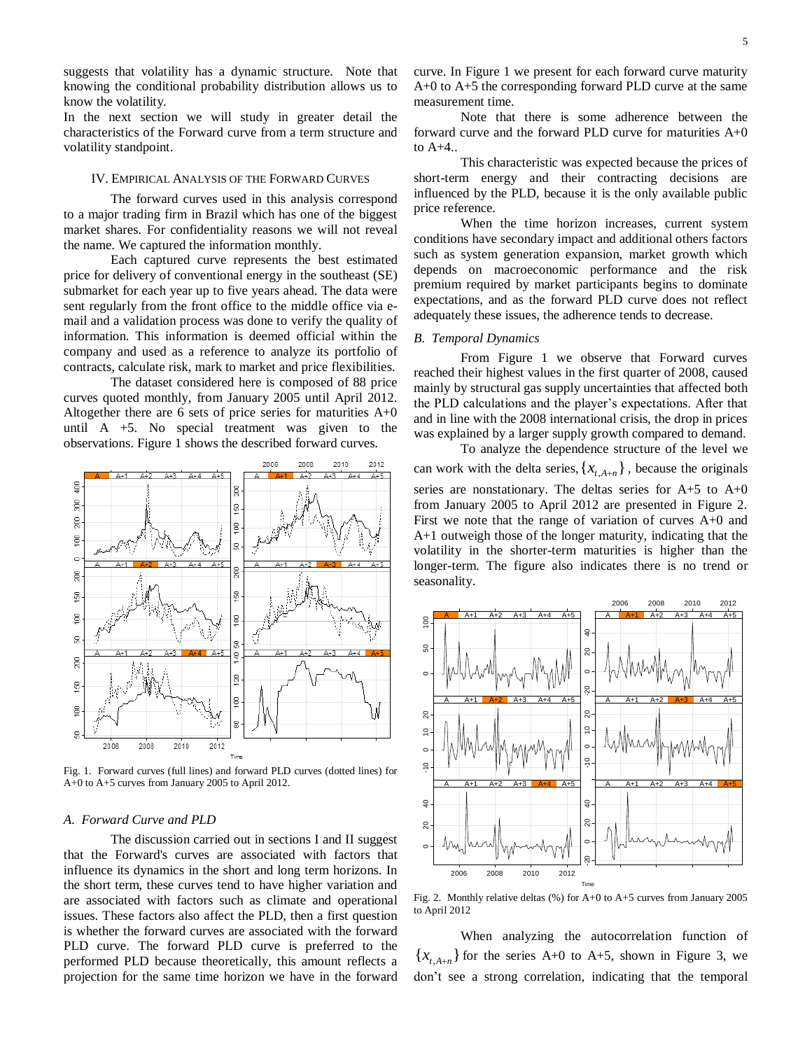suggests that volatility has a dynamic structure. Note that knowing the conditional probability distribution allows us to know the volatility.

In the next section we will study in greater detail the characteristics of the Forward curve from a term structure and volatility standpoint.

## IV. Empirical Analysis of the Forward Curves

The forward curves used in this analysis correspond to a major trading firm in Brazil which has one of the biggest market shares. For confidentiality reasons we will not reveal the name. We captured the information monthly.

Each captured curve represents the best estimated price for delivery of conventional energy in the southeast (SE) submarket for each year up to five years ahead. The data were sent regularly from the front office to the middle office via e-mail and a validation process was done to verify the quality of information. This information is deemed official within the company and used as a reference to analyze its portfolio of contracts, calculate risk, mark to market and price flexibilities.

The dataset considered here is composed of 88 price curves quoted monthly, from January 2005 until April 2012. Altogether there are 6 sets of price series for maturities A+0 until A +5. No special treatment was given to the observations. Figure 1 shows the described forward curves.

Fig. 1. Forward curves (full lines) and forward PLD curves (dotted lines) for A+0 to A+5 curves from January 2005 to April 2012.

### A. Forward Curve and PLD

The discussion carried out in sections I and II suggest that the Forward's curves are associated with factors that influence its dynamics in the short and long term horizons. In the short term, these curves tend to have higher variation and are associated with factors such as climate and operational issues. These factors also affect the PLD, then a first question is whether the forward curves are associated with the forward PLD curve. The forward PLD curve is preferred to the performed PLD because theoretically, this amount reflects a projection for the same time horizon we have in the forward curve. In Figure 1 we present for each forward curve maturity A+0 to A+5 the corresponding forward PLD curve at the same measurement time.

Note that there is some adherence between the forward curve and the forward PLD curve for maturities A+0 to A+4..

This characteristic was expected because the prices of short-term energy and their contracting decisions are influenced by the PLD, because it is the only available public price reference.

When the time horizon increases, current system conditions have secondary impact and additional others factors such as system generation expansion, market growth which depends on macroeconomic performance and the risk premium required by market participants begins to dominate expectations, and as the forward PLD curve does not reflect adequately these issues, the adherence tends to decrease.

### B. Temporal Dynamics

From Figure 1 we observe that Forward curves reached their highest values in the first quarter of 2008, caused mainly by structural gas supply uncertainties that affected both the PLD calculations and the player's expectations. After that and in line with the 2008 international crisis, the drop in prices was explained by a larger supply growth compared to demand.

To analyze the dependence structure of the level we can work with the delta series, $\{x_{t,A+n}\}$, because the originals series are nonstationary. The deltas series for A+5 to A+0 from January 2005 to April 2012 are presented in Figure 2. First we note that the range of variation of curves A+0 and A+1 outweigh those of the longer maturity, indicating that the volatility in the shorter-term maturities is higher than the longer-term. The figure also indicates there is no trend or seasonality.

Fig. 2. Monthly relative deltas (%) for A+0 to A+5 curves from January 2005 to April 2012

When analyzing the autocorrelation function of $\{x_{t,A+n}\}$ for the series A+0 to A+5, shown in Figure 3, we don't see a strong correlation, indicating that the temporal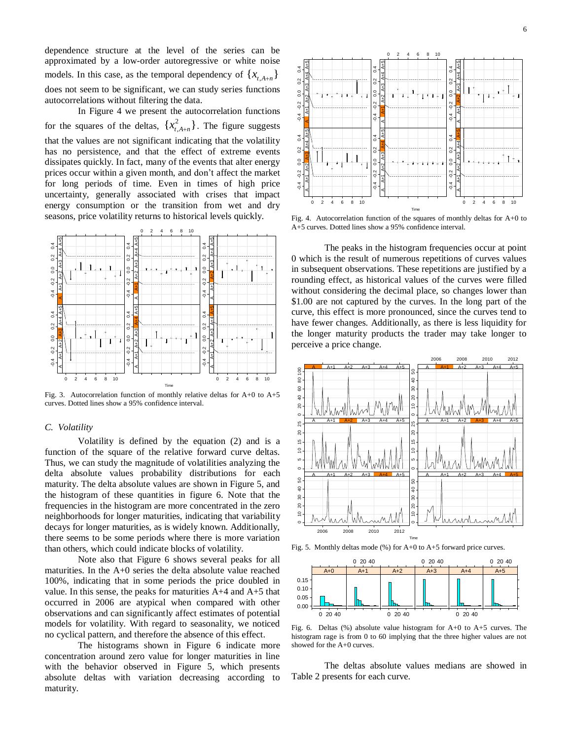dependence structure at the level of the series can be approximated by a low-order autoregressive or white noise models. In this case, as the temporal dependency of $\{x_{t,A+n}\}$ does not seem to be significant, we can study series functions autocorrelations without filtering the data.

In Figure 4 we present the autocorrelation functions for the squares of the deltas, $\{x_{t,A+n}^2\}$. The figure suggests that the values are not significant indicating that the volatility has no persistence, and that the effect of extreme events dissipates quickly. In fact, many of the events that alter energy prices occur within a given month, and don't affect the market for long periods of time. Even in times of high price uncertainty, generally associated with crises that impact energy consumption or the transition from wet and dry seasons, price volatility returns to historical levels quickly.

Fig. 3. Autocorrelation function of monthly relative deltas for A+0 to A+5 curves. Dotted lines show a 95% confidence interval.

### C. Volatility

Volatility is defined by the equation (2) and is a function of the square of the relative forward curve deltas. Thus, we can study the magnitude of volatilities analyzing the delta absolute values probability distributions for each maturity. The delta absolute values are shown in Figure 5, and the histogram of these quantities in figure 6. Note that the frequencies in the histogram are more concentrated in the zero neighborhoods for longer maturities, indicating that variability decays for longer maturities, as is widely known. Additionally, there seems to be some periods where there is more variation than others, which could indicate blocks of volatility.

Note also that Figure 6 shows several peaks for all maturities. In the A+0 series the delta absolute value reached 100%, indicating that in some periods the price doubled in value. In this sense, the peaks for maturities A+4 and A+5 that occurred in 2006 are atypical when compared with other observations and can significantly affect estimates of potential models for volatility. With regard to seasonality, we noticed no cyclical pattern, and therefore the absence of this effect.

The histograms shown in Figure 6 indicate more concentration around zero value for longer maturities in line with the behavior observed in Figure 5, which presents absolute deltas with variation decreasing according to maturity.

Fig. 4. Autocorrelation function of the squares of monthly deltas for A+0 to A+5 curves. Dotted lines show a 95% confidence interval.

The peaks in the histogram frequencies occur at point 0 which is the result of numerous repetitions of curves values in subsequent observations. These repetitions are justified by a rounding effect, as historical values of the curves were filled without considering the decimal place, so changes lower than \$1.00 are not captured by the curves. In the long part of the curve, this effect is more pronounced, since the curves tend to have fewer changes. Additionally, as there is less liquidity for the longer maturity products the trader may take longer to perceive a price change.

Fig. 5. Monthly deltas mode (%) for A+0 to A+5 forward price curves.

Fig. 6. Deltas (%) absolute value histogram for A+0 to A+5 curves. The histogram rage is from 0 to 60 implying that the three higher values are not showed for the A+0 curves.

The deltas absolute values medians are showed in Table 2 presents for each curve.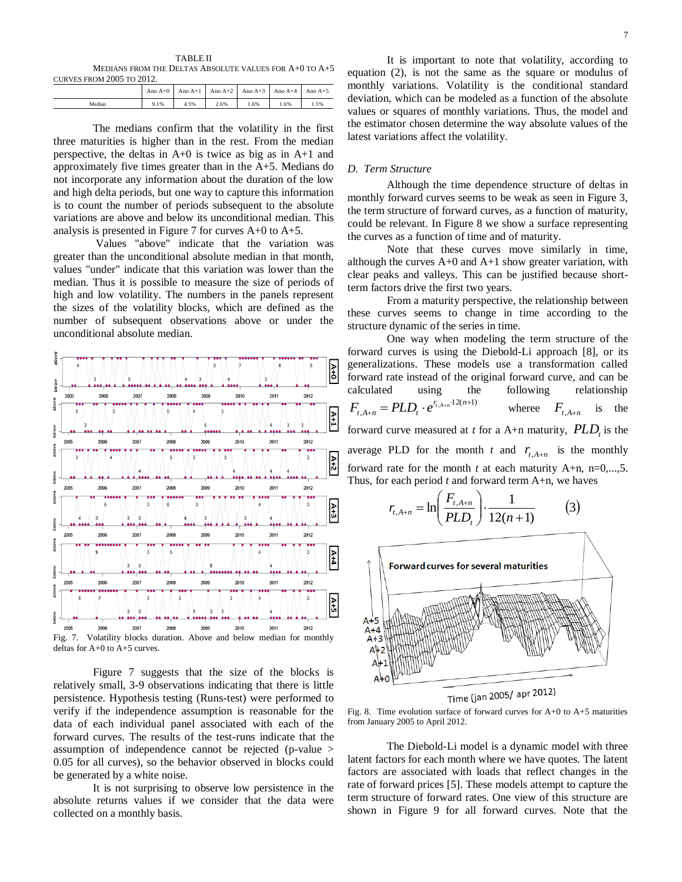TABLE II
MEDIANS FROM THE DELTAS ABSOLUTE VALUES FOR A+0 TO A+5 CURVES FROM 2005 TO 2012.

| | Ano A+0 | Ano A+1 | Ano A+2 | Ano A+3 | Ano A+4 | Ano A+5 |
|---|---|---|---|---|---|---|
| Median | 9.1% | 4.5% | 2.6% | 1.6% | 1.6% | 1.5% |

The medians confirm that the volatility in the first three maturities is higher than in the rest. From the median perspective, the deltas in A+0 is twice as big as in A+1 and approximately five times greater than in the A+5. Medians do not incorporate any information about the duration of the low and high delta periods, but one way to capture this information is to count the number of periods subsequent to the absolute variations are above and below its unconditional median. This analysis is presented in Figure 7 for curves A+0 to A+5.

Values "above" indicate that the variation was greater than the unconditional absolute median in that month, values "under" indicate that this variation was lower than the median. Thus it is possible to measure the size of periods of high and low volatility. The numbers in the panels represent the sizes of the volatility blocks, which are defined as the number of subsequent observations above or under the unconditional absolute median.

Fig. 7. Volatility blocks duration. Above and below median for monthly deltas for A+0 to A+5 curves.

Figure 7 suggests that the size of the blocks is relatively small, 3-9 observations indicating that there is little persistence. Hypothesis testing (Runs-test) were performed to verify if the independence assumption is reasonable for the data of each individual panel associated with each of the forward curves. The results of the test-runs indicate that the assumption of independence cannot be rejected (p-value > 0.05 for all curves), so the behavior observed in blocks could be generated by a white noise.

It is not surprising to observe low persistence in the absolute returns values if we consider that the data were collected on a monthly basis.

It is important to note that volatility, according to equation (2), is not the same as the square or modulus of monthly variations. Volatility is the conditional standard deviation, which can be modeled as a function of the absolute values or squares of monthly variations. Thus, the model and the estimator chosen determine the way absolute values of the latest variations affect the volatility.

### D. Term Structure

Although the time dependence structure of deltas in monthly forward curves seems to be weak as seen in Figure 3, the term structure of forward curves, as a function of maturity, could be relevant. In Figure 8 we show a surface representing the curves as a function of time and of maturity.

Note that these curves move similarly in time, although the curves A+0 and A+1 show greater variation, with clear peaks and valleys. This can be justified because short-term factors drive the first two years.

From a maturity perspective, the relationship between these curves seems to change in time according to the structure dynamic of the series in time.

One way when modeling the term structure of the forward curves is using the Diebold-Li approach [8], or its generalizations. These models use a transformation called forward rate instead of the original forward curve, and can be calculated using the following relationship $F_{t,A+n} = PLD_t \cdot e^{r_{t,A+n} \cdot 12(n+1)}$ wheree $F_{t,A+n}$ is the forward curve measured at $t$ for a A+n maturity, $PLD_t$ is the average PLD for the month $t$ and $r_{t,A+n}$ is the monthly forward rate for the month $t$ at each maturity A+n, n=0,...,5. Thus, for each period $t$ and forward term A+n, we haves

$$r_{t,A+n} = \ln\left(\frac{F_{t,A+n}}{PLD_t}\right) \cdot \frac{1}{12(n+1)} \qquad (3)$$

Fig. 8. Time evolution surface of forward curves for A+0 to A+5 maturities from January 2005 to April 2012.

The Diebold-Li model is a dynamic model with three latent factors for each month where we have quotes. The latent factors are associated with loads that reflect changes in the rate of forward prices [5]. These models attempt to capture the term structure of forward rates. One view of this structure are shown in Figure 9 for all forward curves. Note that the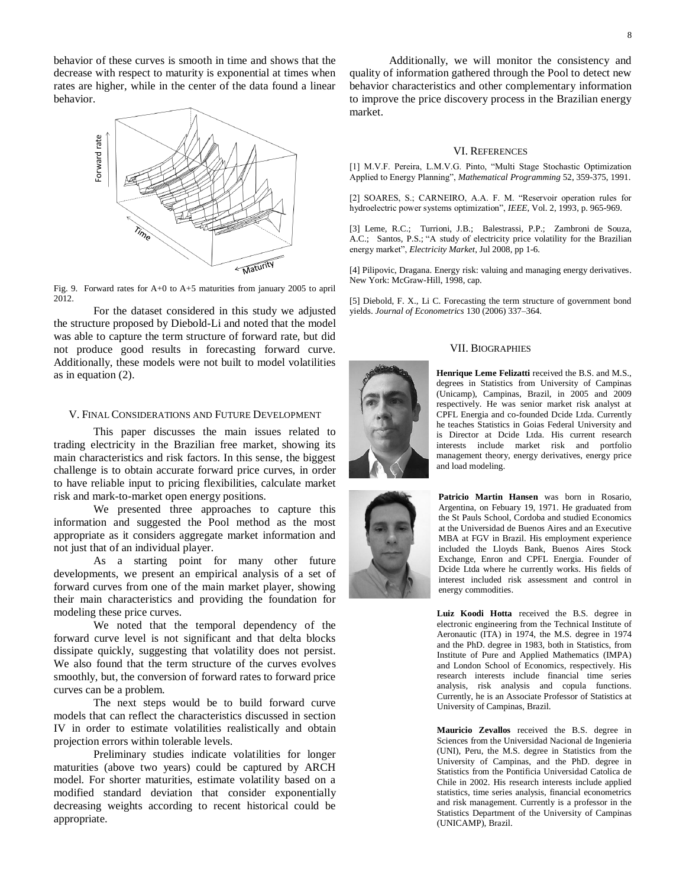behavior of these curves is smooth in time and shows that the decrease with respect to maturity is exponential at times when rates are higher, while in the center of the data found a linear behavior.

Forward rate

Time

Maturity

Fig. 9. Forward rates for A+0 to A+5 maturities from january 2005 to april 2012.

For the dataset considered in this study we adjusted the structure proposed by Diebold-Li and noted that the model was able to capture the term structure of forward rate, but did not produce good results in forecasting forward curve. Additionally, these models were not built to model volatilities as in equation (2).

## V. Final Considerations and Future Development

This paper discusses the main issues related to trading electricity in the Brazilian free market, showing its main characteristics and risk factors. In this sense, the biggest challenge is to obtain accurate forward price curves, in order to have reliable input to pricing flexibilities, calculate market risk and mark-to-market open energy positions.

We presented three approaches to capture this information and suggested the Pool method as the most appropriate as it considers aggregate market information and not just that of an individual player.

As a starting point for many other future developments, we present an empirical analysis of a set of forward curves from one of the main market player, showing their main characteristics and providing the foundation for modeling these price curves.

We noted that the temporal dependency of the forward curve level is not significant and that delta blocks dissipate quickly, suggesting that volatility does not persist. We also found that the term structure of the curves evolves smoothly, but, the conversion of forward rates to forward price curves can be a problem.

The next steps would be to build forward curve models that can reflect the characteristics discussed in section IV in order to estimate volatilities realistically and obtain projection errors within tolerable levels.

Preliminary studies indicate volatilities for longer maturities (above two years) could be captured by ARCH model. For shorter maturities, estimate volatility based on a modified standard deviation that consider exponentially decreasing weights according to recent historical could be appropriate.

Additionally, we will monitor the consistency and quality of information gathered through the Pool to detect new behavior characteristics and other complementary information to improve the price discovery process in the Brazilian energy market.

## VI. References

[1] M.V.F. Pereira, L.M.V.G. Pinto, "Multi Stage Stochastic Optimization Applied to Energy Planning", *Mathematical Programming* 52, 359-375, 1991.

[2] SOARES, S.; CARNEIRO, A.A. F. M. "Reservoir operation rules for hydroelectric power systems optimization", *IEEE*, Vol. 2, 1993, p. 965-969.

[3] Leme, R.C.; Turrioni, J.B.; Balestrassi, P.P.; Zambroni de Souza, A.C.; Santos, P.S.; "A study of electricity price volatility for the Brazilian energy market", *Electricity Market*, Jul 2008, pp 1-6.

[4] Pilipovic, Dragana. Energy risk: valuing and managing energy derivatives. New York: McGraw-Hill, 1998, cap.

[5] Diebold, F. X., Li C. Forecasting the term structure of government bond yields. *Journal of Econometrics* 130 (2006) 337–364.

## VII. Biographies

**Henrique Leme Felizatti** received the B.S. and M.S., degrees in Statistics from University of Campinas (Unicamp), Campinas, Brazil, in 2005 and 2009 respectively. He was senior market risk analyst at CPFL Energia and co-founded Dcide Ltda. Currently he teaches Statistics in Goias Federal University and is Director at Dcide Ltda. His current research interests include market risk and portfolio management theory, energy derivatives, energy price and load modeling.

**Patricio Martin Hansen** was born in Rosario, Argentina, on Febuary 19, 1971. He graduated from the St Pauls School, Cordoba and studied Economics at the Universidad de Buenos Aires and an Executive MBA at FGV in Brazil. His employment experience included the Lloyds Bank, Buenos Aires Stock Exchange, Enron and CPFL Energia. Founder of Dcide Ltda where he currently works. His fields of interest included risk assessment and control in energy commodities.

**Luiz Koodi Hotta** received the B.S. degree in electronic engineering from the Technical Institute of Aeronautic (ITA) in 1974, the M.S. degree in 1974 and the PhD. degree in 1983, both in Statistics, from Institute of Pure and Applied Mathematics (IMPA) and London School of Economics, respectively. His research interests include financial time series analysis, risk analysis and copula functions. Currently, he is an Associate Professor of Statistics at University of Campinas, Brazil.

**Mauricio Zevallos** received the B.S. degree in Sciences from the Universidad Nacional de Ingenieria (UNI), Peru, the M.S. degree in Statistics from the University of Campinas, and the PhD. degree in Statistics from the Pontificia Universidad Catolica de Chile in 2002. His research interests include applied statistics, time series analysis, financial econometrics and risk management. Currently is a professor in the Statistics Department of the University of Campinas (UNICAMP), Brazil.